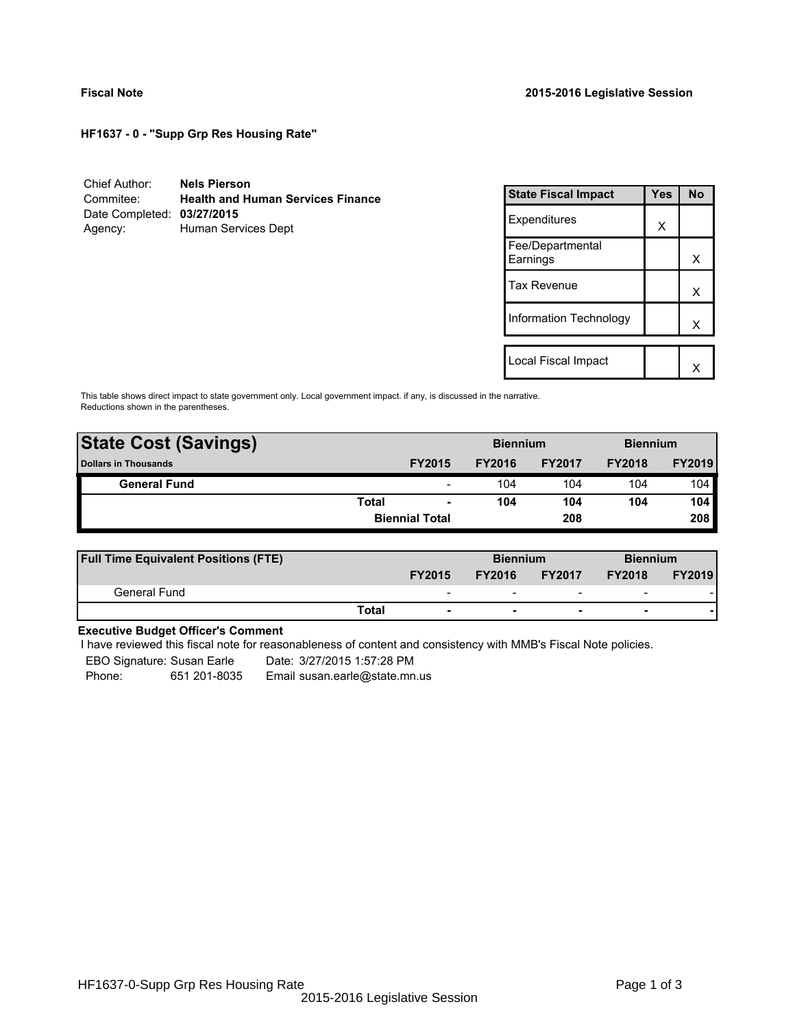**Fiscal Note** **2015-2016 Legislative Session**

**HF1637 - 0 - "Supp Grp Res Housing Rate"**

Chief Author: **Nels Pierson**
Commitee: **Health and Human Services Finance**
Date Completed: **03/27/2015**
Agency: Human Services Dept

| State Fiscal Impact | Yes | No |
|---|---|---|
| Expenditures | X | |
| Fee/Departmental Earnings | | X |
| Tax Revenue | | X |
| Information Technology | | X |
| Local Fiscal Impact | | X |

This table shows direct impact to state government only. Local government impact. if any, is discussed in the narrative. Reductions shown in the parentheses.

| State Cost (Savings) | | Biennium | | Biennium | |
|---|---|---|---|---|---|
| Dollars in Thousands | FY2015 | FY2016 | FY2017 | FY2018 | FY2019 |
| General Fund | - | 104 | 104 | 104 | 104 |
| Total | - | 104 | 104 | 104 | 104 |
| Biennial Total | | | 208 | | 208 |

| Full Time Equivalent Positions (FTE) | | Biennium | | Biennium | |
|---|---|---|---|---|---|
| | FY2015 | FY2016 | FY2017 | FY2018 | FY2019 |
| General Fund | - | - | - | - | - |
| Total | - | - | - | - | - |

**Executive Budget Officer's Comment**

I have reviewed this fiscal note for reasonableness of content and consistency with MMB's Fiscal Note policies.

EBO Signature: Susan Earle Date: 3/27/2015 1:57:28 PM
Phone: 651 201-8035 Email susan.earle@state.mn.us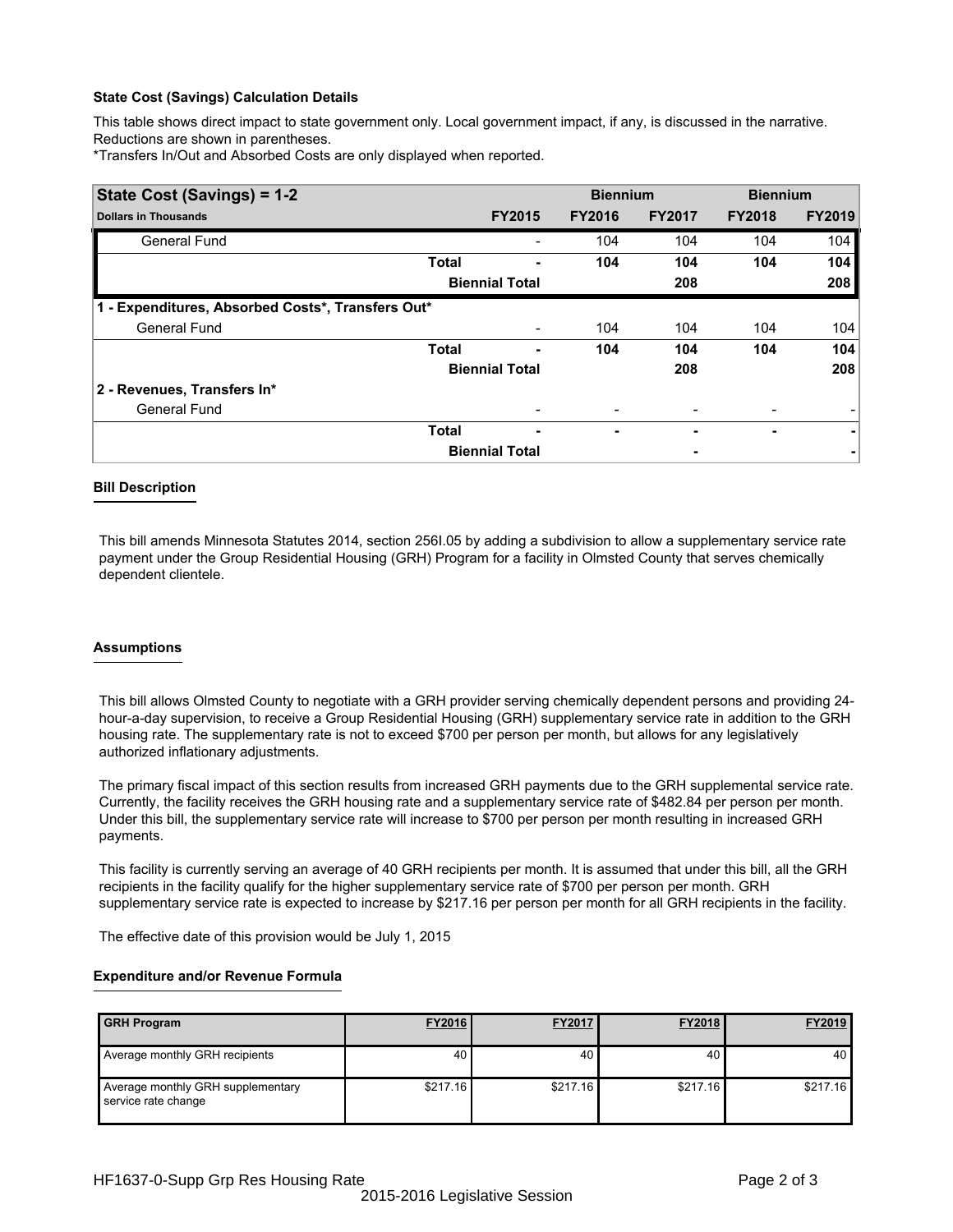**State Cost (Savings) Calculation Details**

This table shows direct impact to state government only. Local government impact, if any, is discussed in the narrative. Reductions are shown in parentheses.
*Transfers In/Out and Absorbed Costs are only displayed when reported.

| State Cost (Savings) = 1-2 | | | Biennium | | Biennium | |
|---|---|---|---|---|---|---|
| Dollars in Thousands | | FY2015 | FY2016 | FY2017 | FY2018 | FY2019 |
| General Fund | | - | 104 | 104 | 104 | 104 |
| | Total | - | 104 | 104 | 104 | 104 |
| | Biennial Total | | | 208 | | 208 |
| **1 - Expenditures, Absorbed Costs*, Transfers Out*** | | | | | | |
| General Fund | | - | 104 | 104 | 104 | 104 |
| | Total | - | 104 | 104 | 104 | 104 |
| | Biennial Total | | | 208 | | 208 |
| **2 - Revenues, Transfers In*** | | | | | | |
| General Fund | | - | - | - | - | - |
| | Total | - | - | - | - | - |
| | Biennial Total | | | - | | - |

## Bill Description

This bill amends Minnesota Statutes 2014, section 256I.05 by adding a subdivision to allow a supplementary service rate payment under the Group Residential Housing (GRH) Program for a facility in Olmsted County that serves chemically dependent clientele.

## Assumptions

This bill allows Olmsted County to negotiate with a GRH provider serving chemically dependent persons and providing 24-hour-a-day supervision, to receive a Group Residential Housing (GRH) supplementary service rate in addition to the GRH housing rate. The supplementary rate is not to exceed $700 per person per month, but allows for any legislatively authorized inflationary adjustments.

The primary fiscal impact of this section results from increased GRH payments due to the GRH supplemental service rate. Currently, the facility receives the GRH housing rate and a supplementary service rate of $482.84 per person per month. Under this bill, the supplementary service rate will increase to $700 per person per month resulting in increased GRH payments.

This facility is currently serving an average of 40 GRH recipients per month. It is assumed that under this bill, all the GRH recipients in the facility qualify for the higher supplementary service rate of $700 per person per month. GRH supplementary service rate is expected to increase by $217.16 per person per month for all GRH recipients in the facility.

The effective date of this provision would be July 1, 2015

## Expenditure and/or Revenue Formula

| GRH Program | FY2016 | FY2017 | FY2018 | FY2019 |
|---|---|---|---|---|
| Average monthly GRH recipients | 40 | 40 | 40 | 40 |
| Average monthly GRH supplementary service rate change | $217.16 | $217.16 | $217.16 | $217.16 |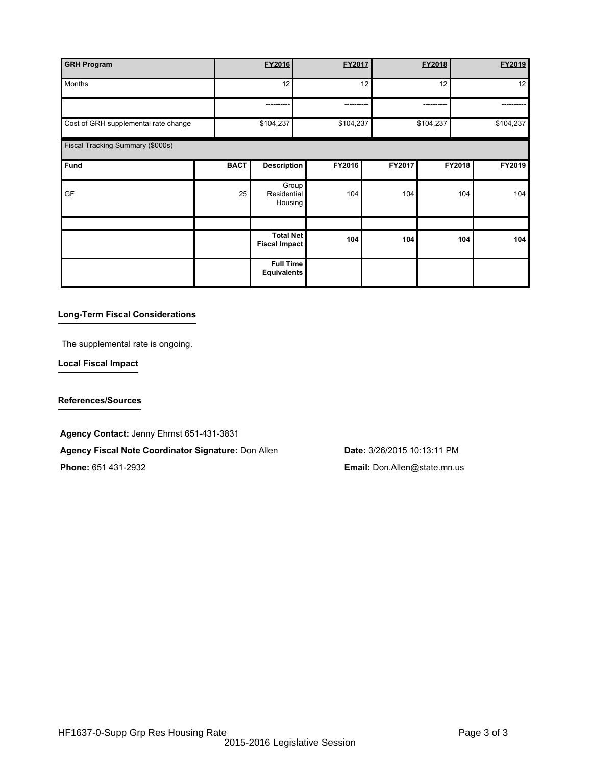| GRH Program | FY2016 | FY2017 | FY2018 | FY2019 |
|---|---|---|---|---|
| Months | 12 | 12 | 12 | 12 |
| | ---------- | ---------- | ---------- | ---------- |
| Cost of GRH supplemental rate change | $104,237 | $104,237 | $104,237 | $104,237 |

Fiscal Tracking Summary ($000s)

| Fund | BACT | Description | FY2016 | FY2017 | FY2018 | FY2019 |
|---|---|---|---|---|---|---|
| GF | 25 | Group Residential Housing | 104 | 104 | 104 | 104 |
| | | | | | | |
| | | **Total Net Fiscal Impact** | **104** | **104** | **104** | **104** |
| | | **Full Time Equivalents** | | | | |

## Long-Term Fiscal Considerations

The supplemental rate is ongoing.

## Local Fiscal Impact

## References/Sources

**Agency Contact:** Jenny Ehrnst 651-431-3831

**Agency Fiscal Note Coordinator Signature:** Don Allen

**Date:** 3/26/2015 10:13:11 PM

**Phone:** 651 431-2932

**Email:** Don.Allen@state.mn.us